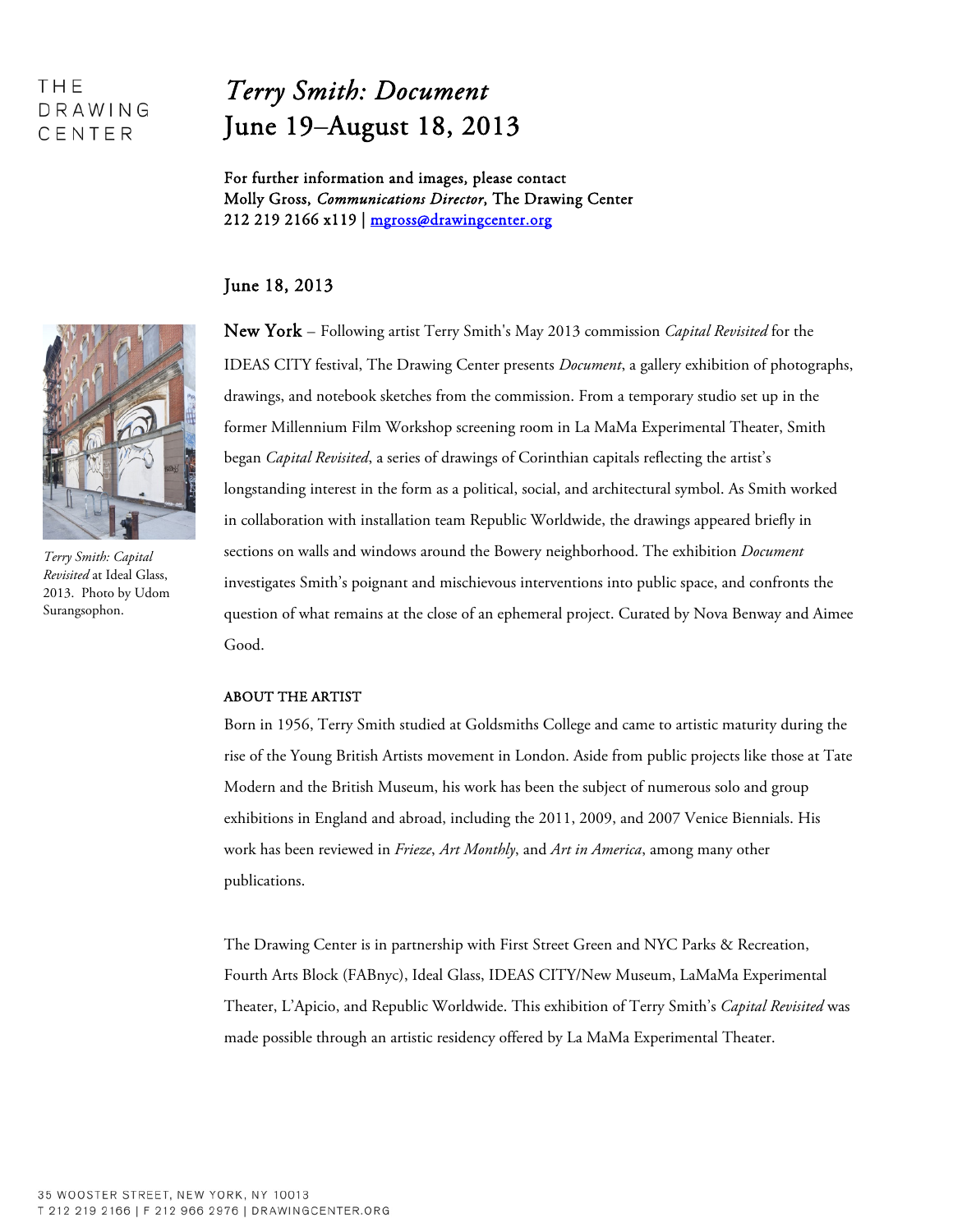THE DRAWING CENTER

# *Terry Smith: Document*
# June 19–August 18, 2013

For further information and images, please contact
Molly Gross, *Communications Director*, The Drawing Center
212 219 2166 x119 | mgross@drawingcenter.org

June 18, 2013

*Terry Smith: Capital Revisited* at Ideal Glass, 2013. Photo by Udom Surangsophon.

New York – Following artist Terry Smith's May 2013 commission *Capital Revisited* for the IDEAS CITY festival, The Drawing Center presents *Document*, a gallery exhibition of photographs, drawings, and notebook sketches from the commission. From a temporary studio set up in the former Millennium Film Workshop screening room in La MaMa Experimental Theater, Smith began *Capital Revisited*, a series of drawings of Corinthian capitals reflecting the artist's longstanding interest in the form as a political, social, and architectural symbol. As Smith worked in collaboration with installation team Republic Worldwide, the drawings appeared briefly in sections on walls and windows around the Bowery neighborhood. The exhibition *Document* investigates Smith's poignant and mischievous interventions into public space, and confronts the question of what remains at the close of an ephemeral project. Curated by Nova Benway and Aimee Good.

## ABOUT THE ARTIST

Born in 1956, Terry Smith studied at Goldsmiths College and came to artistic maturity during the rise of the Young British Artists movement in London. Aside from public projects like those at Tate Modern and the British Museum, his work has been the subject of numerous solo and group exhibitions in England and abroad, including the 2011, 2009, and 2007 Venice Biennials. His work has been reviewed in *Frieze*, *Art Monthly*, and *Art in America*, among many other publications.

The Drawing Center is in partnership with First Street Green and NYC Parks & Recreation, Fourth Arts Block (FABnyc), Ideal Glass, IDEAS CITY/New Museum, LaMaMa Experimental Theater, L'Apicio, and Republic Worldwide. This exhibition of Terry Smith's *Capital Revisited* was made possible through an artistic residency offered by La MaMa Experimental Theater.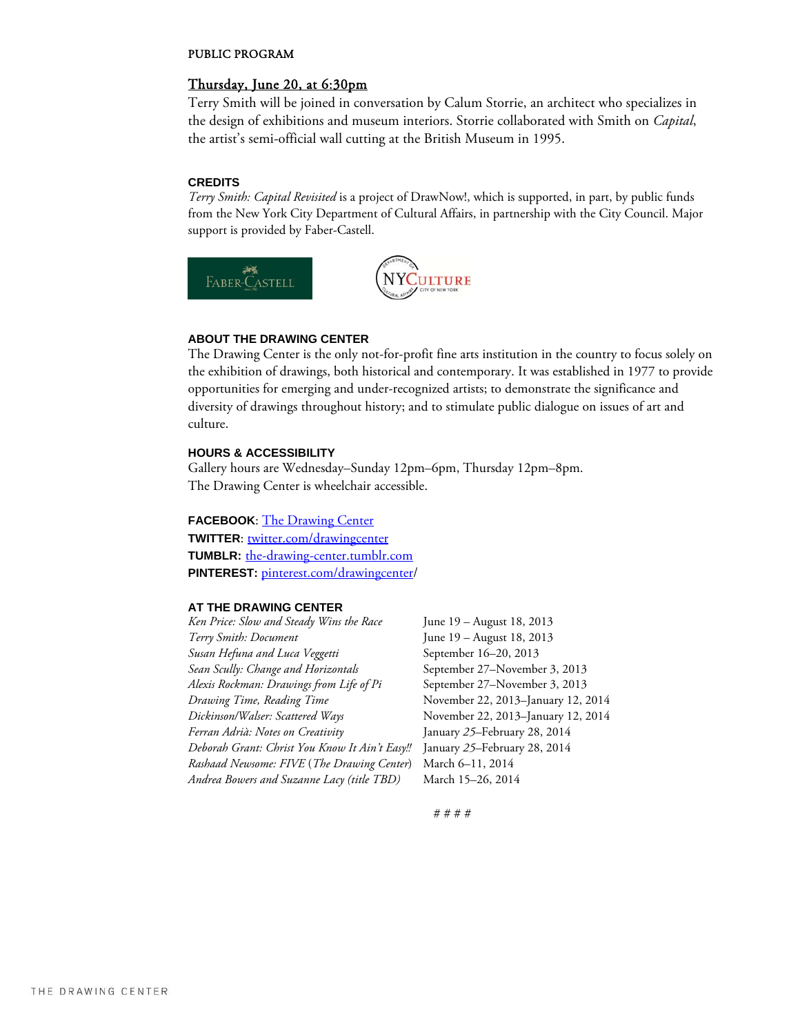PUBLIC PROGRAM

**Thursday, June 20, at 6:30pm**

Terry Smith will be joined in conversation by Calum Storrie, an architect who specializes in the design of exhibitions and museum interiors. Storrie collaborated with Smith on *Capital*, the artist's semi-official wall cutting at the British Museum in 1995.

### CREDITS

*Terry Smith: Capital Revisited* is a project of DrawNow!, which is supported, in part, by public funds from the New York City Department of Cultural Affairs, in partnership with the City Council. Major support is provided by Faber-Castell.

### ABOUT THE DRAWING CENTER

The Drawing Center is the only not-for-profit fine arts institution in the country to focus solely on the exhibition of drawings, both historical and contemporary. It was established in 1977 to provide opportunities for emerging and under-recognized artists; to demonstrate the significance and diversity of drawings throughout history; and to stimulate public dialogue on issues of art and culture.

### HOURS & ACCESSIBILITY

Gallery hours are Wednesday–Sunday 12pm–6pm, Thursday 12pm–8pm.
The Drawing Center is wheelchair accessible.

**FACEBOOK**: The Drawing Center
**TWITTER**: twitter.com/drawingcenter
**TUMBLR:** the-drawing-center.tumblr.com
**PINTEREST:** pinterest.com/drawingcenter/

### AT THE DRAWING CENTER

| | |
|---|---|
| *Ken Price: Slow and Steady Wins the Race* | June 19 – August 18, 2013 |
| *Terry Smith: Document* | June 19 – August 18, 2013 |
| *Susan Hefuna and Luca Veggetti* | September 16–20, 2013 |
| *Sean Scully: Change and Horizontals* | September 27–November 3, 2013 |
| *Alexis Rockman: Drawings from Life of Pi* | September 27–November 3, 2013 |
| *Drawing Time, Reading Time* | November 22, 2013–January 12, 2014 |
| *Dickinson/Walser: Scattered Ways* | November 22, 2013–January 12, 2014 |
| *Ferran Adrià: Notes on Creativity* | January 25–February 28, 2014 |
| *Deborah Grant: Christ You Know It Ain't Easy!!* | January 25–February 28, 2014 |
| *Rashaad Newsome: FIVE* (*The Drawing Center*) | March 6–11, 2014 |
| *Andrea Bowers and Suzanne Lacy (title TBD)* | March 15–26, 2014 |

# # # #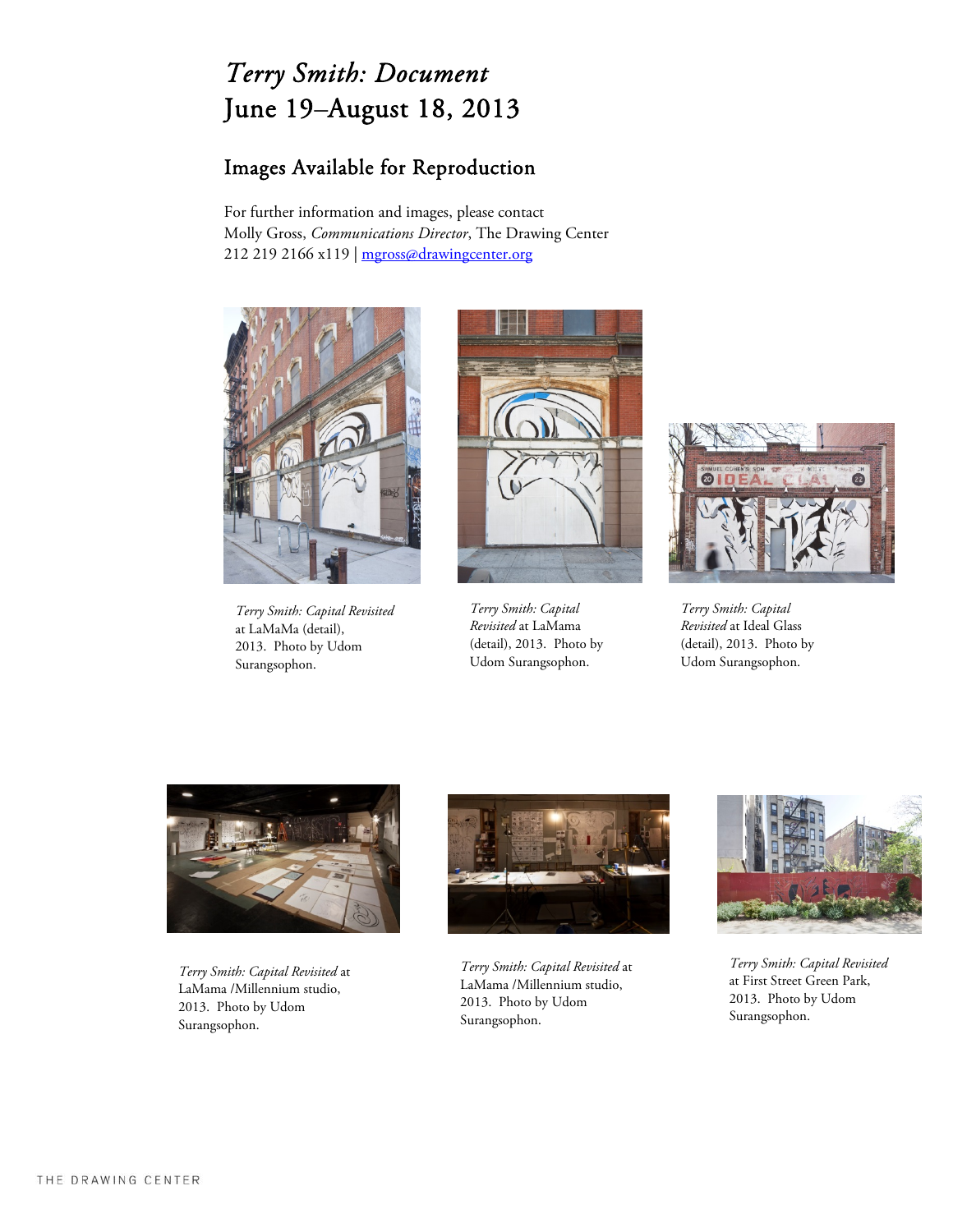# *Terry Smith: Document*
# June 19–August 18, 2013

## Images Available for Reproduction

For further information and images, please contact
Molly Gross, *Communications Director*, The Drawing Center
212 219 2166 x119 | mgross@drawingcenter.org

*Terry Smith: Capital Revisited* at LaMaMa (detail), 2013. Photo by Udom Surangsophon.

*Terry Smith: Capital Revisited* at LaMama (detail), 2013. Photo by Udom Surangsophon.

*Terry Smith: Capital Revisited* at Ideal Glass (detail), 2013. Photo by Udom Surangsophon.

*Terry Smith: Capital Revisited* at LaMama /Millennium studio, 2013. Photo by Udom Surangsophon.

*Terry Smith: Capital Revisited* at LaMama /Millennium studio, 2013. Photo by Udom Surangsophon.

*Terry Smith: Capital Revisited* at First Street Green Park, 2013. Photo by Udom Surangsophon.